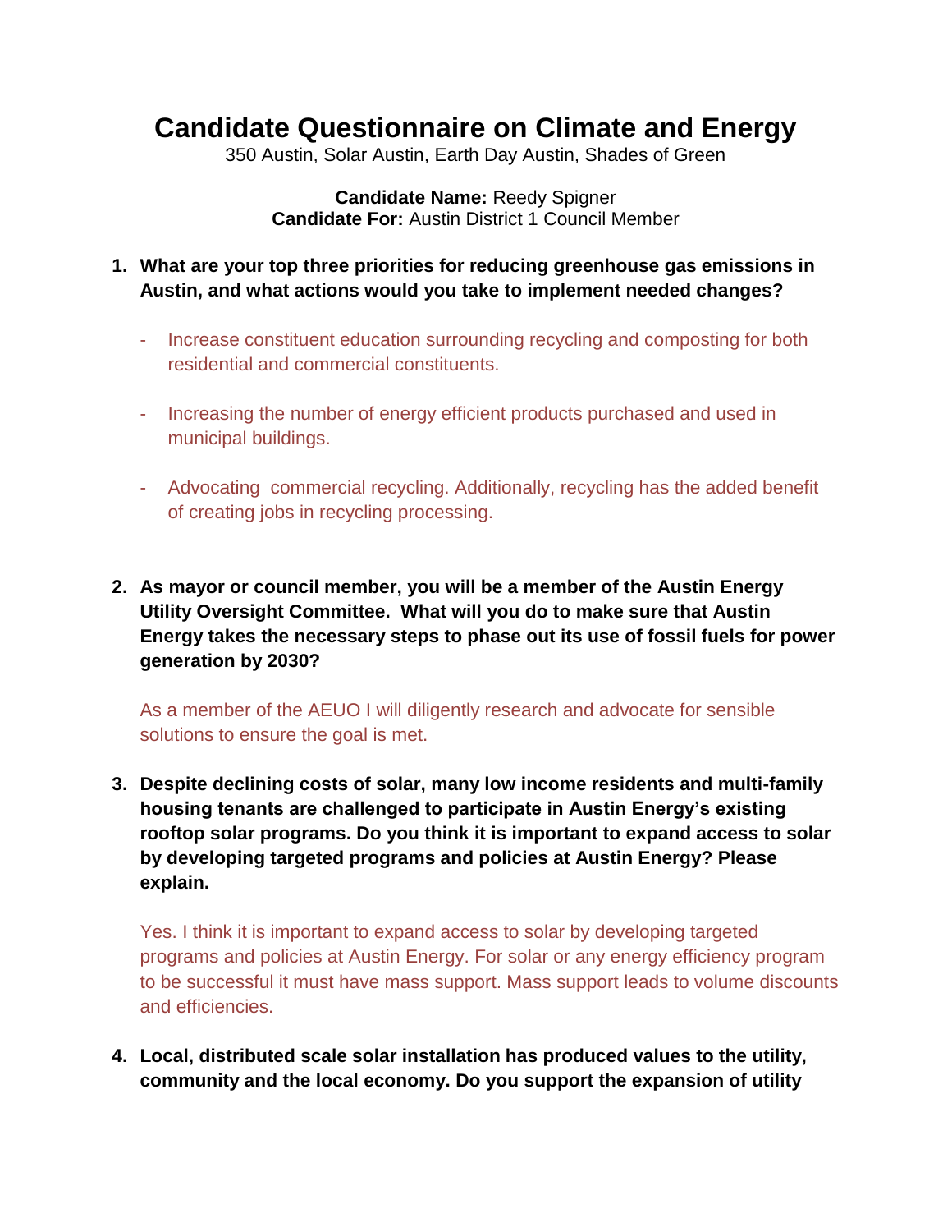# Candidate Questionnaire on Climate and Energy

350 Austin, Solar Austin, Earth Day Austin, Shades of Green

**Candidate Name:** Reedy Spigner
**Candidate For:** Austin District 1 Council Member

1. **What are your top three priorities for reducing greenhouse gas emissions in Austin, and what actions would you take to implement needed changes?**

   - Increase constituent education surrounding recycling and composting for both residential and commercial constituents.

   - Increasing the number of energy efficient products purchased and used in municipal buildings.

   - Advocating commercial recycling. Additionally, recycling has the added benefit of creating jobs in recycling processing.

2. **As mayor or council member, you will be a member of the Austin Energy Utility Oversight Committee. What will you do to make sure that Austin Energy takes the necessary steps to phase out its use of fossil fuels for power generation by 2030?**

   As a member of the AEUO I will diligently research and advocate for sensible solutions to ensure the goal is met.

3. **Despite declining costs of solar, many low income residents and multi-family housing tenants are challenged to participate in Austin Energy's existing rooftop solar programs. Do you think it is important to expand access to solar by developing targeted programs and policies at Austin Energy? Please explain.**

   Yes. I think it is important to expand access to solar by developing targeted programs and policies at Austin Energy. For solar or any energy efficiency program to be successful it must have mass support. Mass support leads to volume discounts and efficiencies.

4. **Local, distributed scale solar installation has produced values to the utility, community and the local economy. Do you support the expansion of utility**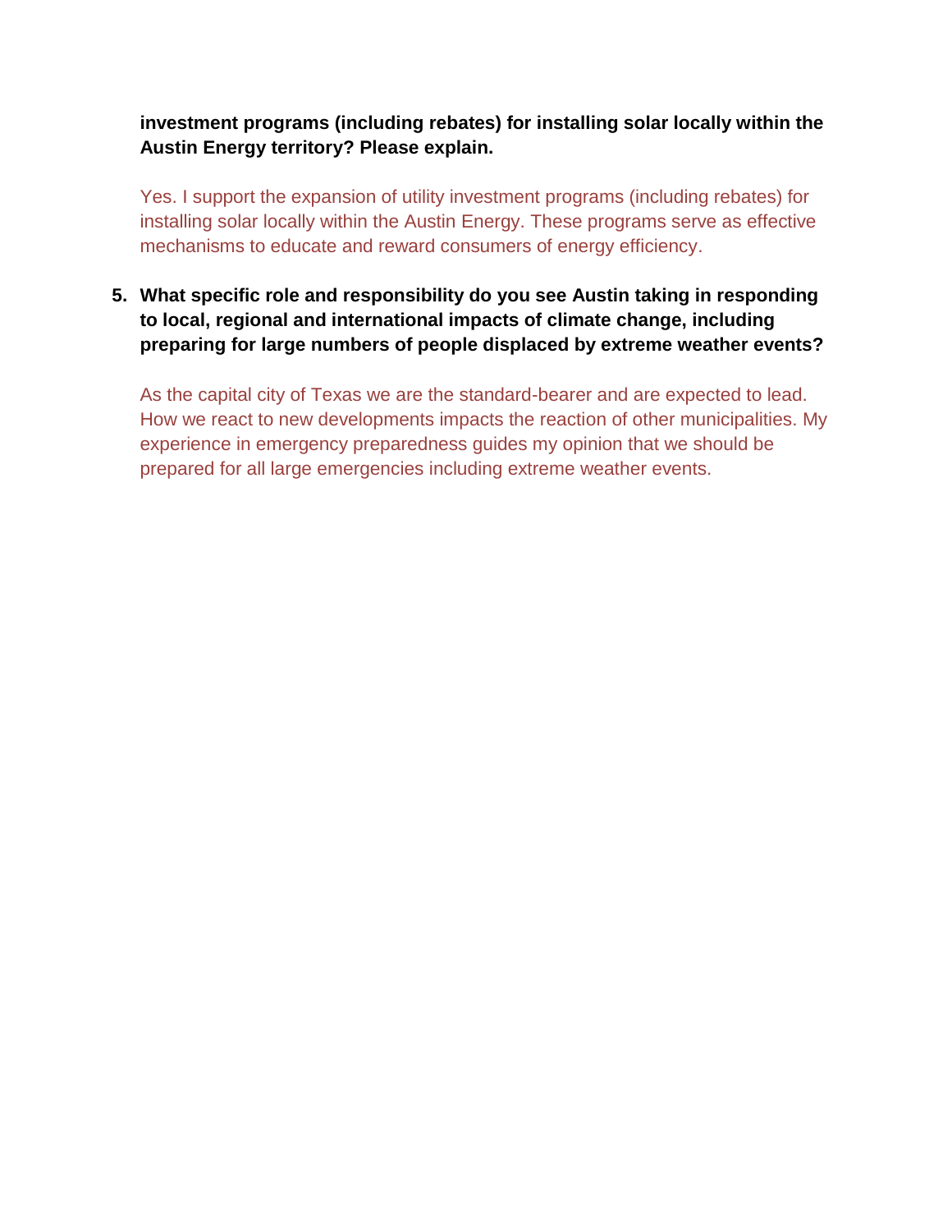**investment programs (including rebates) for installing solar locally within the Austin Energy territory? Please explain.**

Yes. I support the expansion of utility investment programs (including rebates) for installing solar locally within the Austin Energy. These programs serve as effective mechanisms to educate and reward consumers of energy efficiency.

5. **What specific role and responsibility do you see Austin taking in responding to local, regional and international impacts of climate change, including preparing for large numbers of people displaced by extreme weather events?**

   As the capital city of Texas we are the standard-bearer and are expected to lead. How we react to new developments impacts the reaction of other municipalities. My experience in emergency preparedness guides my opinion that we should be prepared for all large emergencies including extreme weather events.